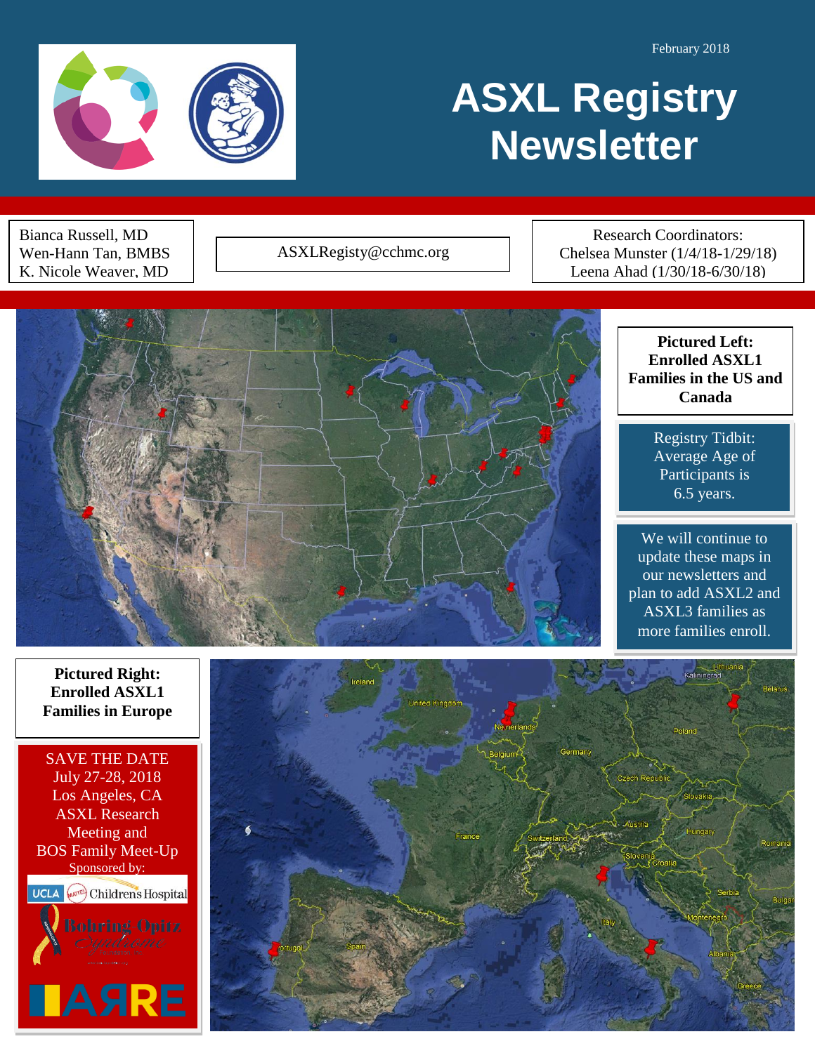February 2018

# ASXL Registry Newsletter

Bianca Russell, MD
Wen-Hann Tan, BMBS
K. Nicole Weaver, MD

ASXLRegisty@cchmc.org

Research Coordinators:
Chelsea Munster (1/4/18-1/29/18)
Leena Ahad (1/30/18-6/30/18)

**Pictured Left: Enrolled ASXL1 Families in the US and Canada**

Registry Tidbit: Average Age of Participants is 6.5 years.

We will continue to update these maps in our newsletters and plan to add ASXL2 and ASXL3 families as more families enroll.

**Pictured Right: Enrolled ASXL1 Families in Europe**

SAVE THE DATE
July 27-28, 2018
Los Angeles, CA
ASXL Research Meeting and
BOS Family Meet-Up
Sponsored by:

UCLA Mattel Children's Hospital

Bohring-Opitz Syndrome

ARRE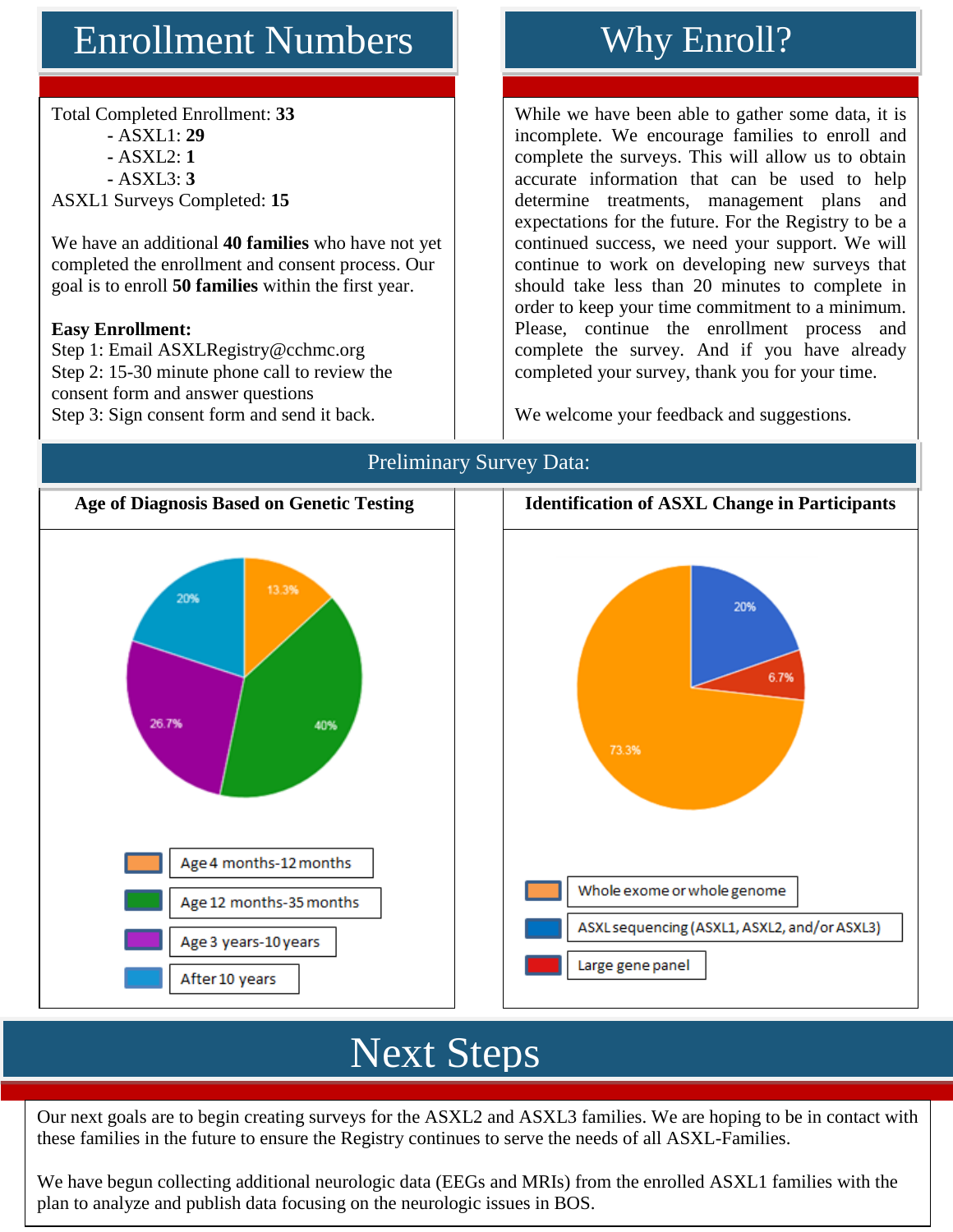## Enrollment Numbers

Total Completed Enrollment: **33**

- ASXL1: **29**
- ASXL2: **1**
- ASXL3: **3**

ASXL1 Surveys Completed: **15**

We have an additional **40 families** who have not yet completed the enrollment and consent process. Our goal is to enroll **50 families** within the first year.

**Easy Enrollment:**
Step 1: Email ASXLRegistry@cchmc.org
Step 2: 15-30 minute phone call to review the consent form and answer questions
Step 3: Sign consent form and send it back.

## Why Enroll?

While we have been able to gather some data, it is incomplete. We encourage families to enroll and complete the surveys. This will allow us to obtain accurate information that can be used to help determine treatments, management plans and expectations for the future. For the Registry to be a continued success, we need your support. We will continue to work on developing new surveys that should take less than 20 minutes to complete in order to keep your time commitment to a minimum. Please, continue the enrollment process and complete the survey. And if you have already completed your survey, thank you for your time.

We welcome your feedback and suggestions.

## Preliminary Survey Data:

**Age of Diagnosis Based on Genetic Testing**

13.3%
40%
26.7%
20%

Age 4 months-12 months
Age 12 months-35 months
Age 3 years-10 years
After 10 years

**Identification of ASXL Change in Participants**

20%
6.7%
73.3%

Whole exome or whole genome
ASXL sequencing (ASXL1, ASXL2, and/or ASXL3)
Large gene panel

## Next Steps

Our next goals are to begin creating surveys for the ASXL2 and ASXL3 families. We are hoping to be in contact with these families in the future to ensure the Registry continues to serve the needs of all ASXL-Families.

We have begun collecting additional neurologic data (EEGs and MRIs) from the enrolled ASXL1 families with the plan to analyze and publish data focusing on the neurologic issues in BOS.